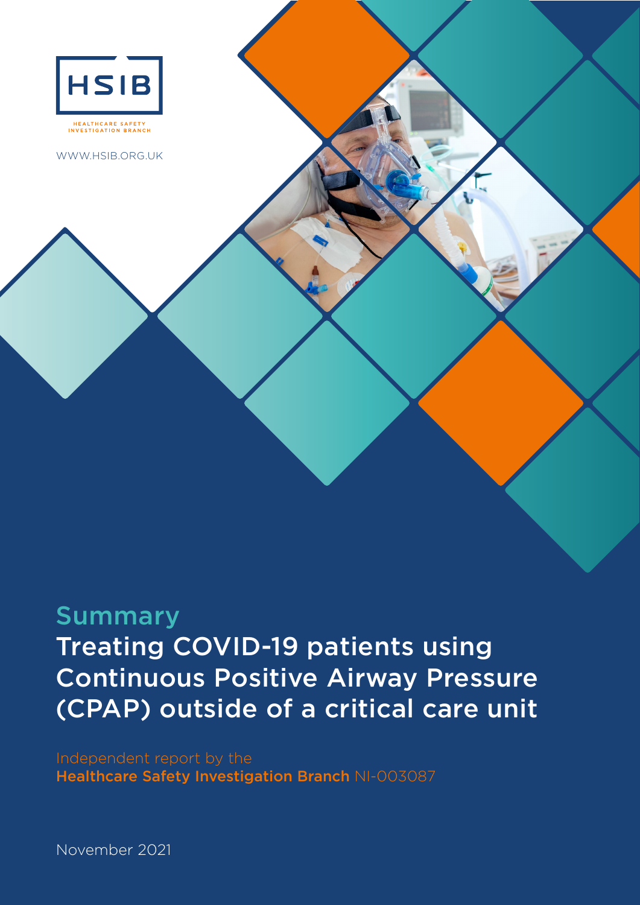HSIB

HEALTHCARE SAFETY INVESTIGATION BRANCH

WWW.HSIB.ORG.UK

## Summary

# Treating COVID-19 patients using Continuous Positive Airway Pressure (CPAP) outside of a critical care unit

Independent report by the **Healthcare Safety Investigation Branch** NI-003087

November 2021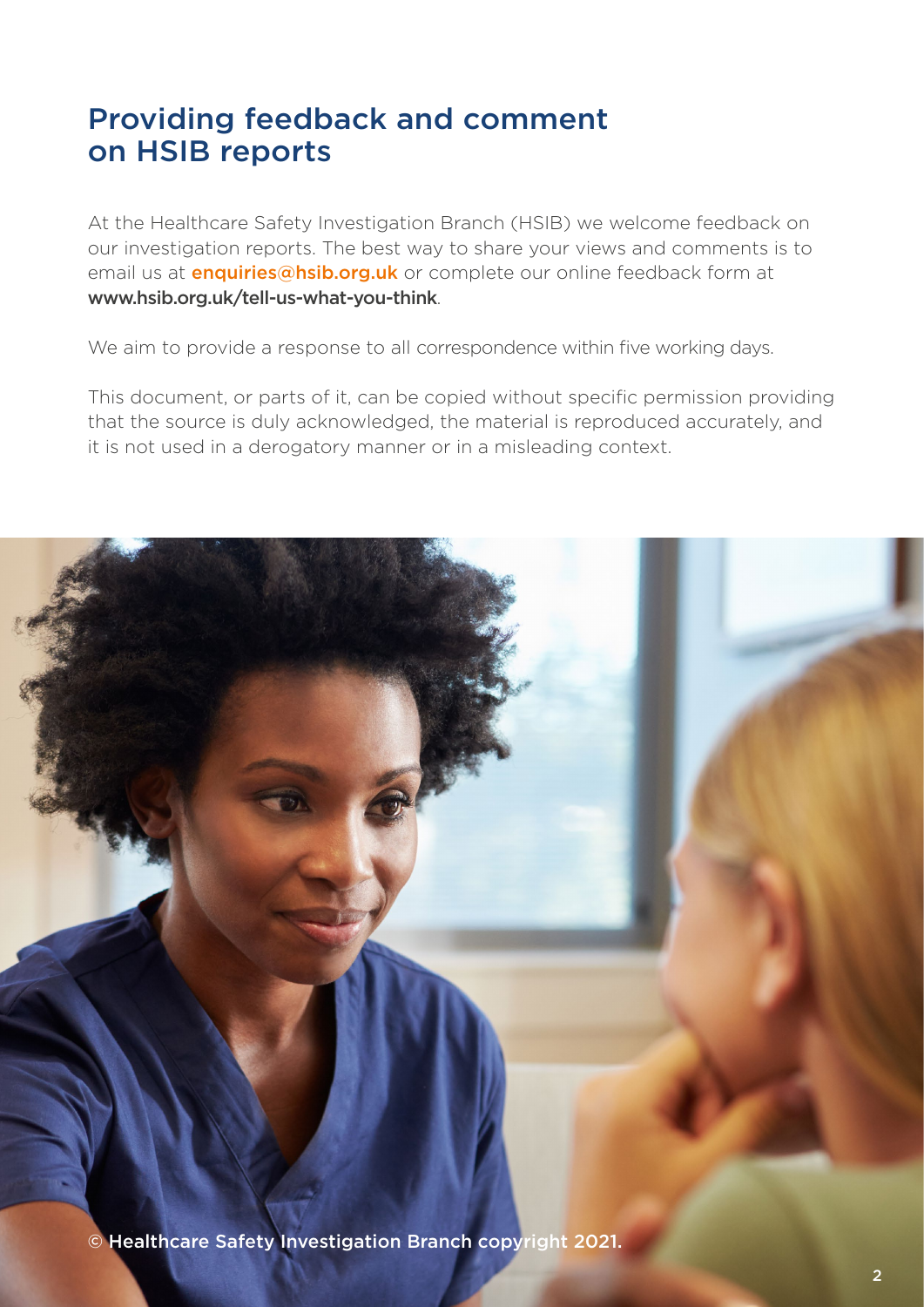# Providing feedback and comment on HSIB reports

At the Healthcare Safety Investigation Branch (HSIB) we welcome feedback on our investigation reports. The best way to share your views and comments is to email us at **enquiries@hsib.org.uk** or complete our online feedback form at **www.hsib.org.uk/tell-us-what-you-think**.

We aim to provide a response to all correspondence within five working days.

This document, or parts of it, can be copied without specific permission providing that the source is duly acknowledged, the material is reproduced accurately, and it is not used in a derogatory manner or in a misleading context.

© Healthcare Safety Investigation Branch copyright 2021.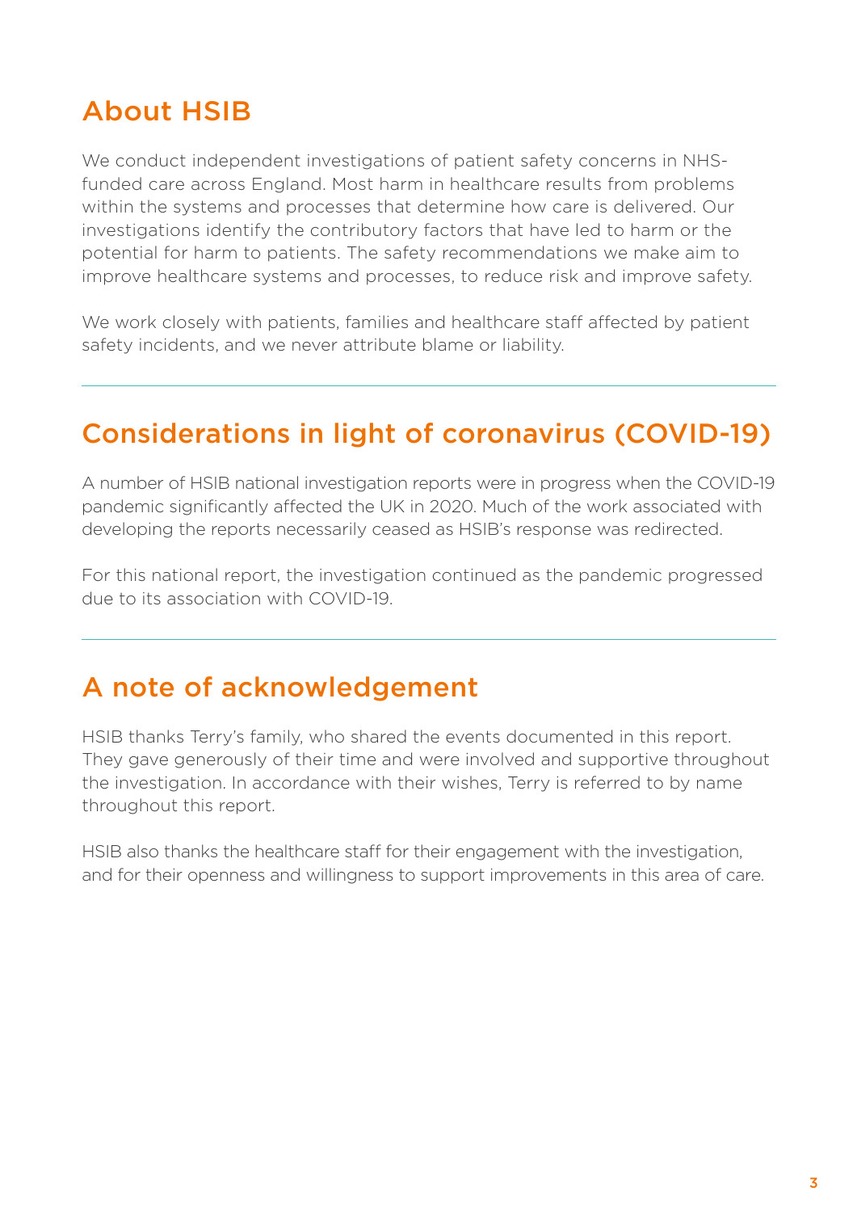## About HSIB

We conduct independent investigations of patient safety concerns in NHS-funded care across England. Most harm in healthcare results from problems within the systems and processes that determine how care is delivered. Our investigations identify the contributory factors that have led to harm or the potential for harm to patients. The safety recommendations we make aim to improve healthcare systems and processes, to reduce risk and improve safety.

We work closely with patients, families and healthcare staff affected by patient safety incidents, and we never attribute blame or liability.

## Considerations in light of coronavirus (COVID-19)

A number of HSIB national investigation reports were in progress when the COVID-19 pandemic significantly affected the UK in 2020. Much of the work associated with developing the reports necessarily ceased as HSIB's response was redirected.

For this national report, the investigation continued as the pandemic progressed due to its association with COVID-19.

## A note of acknowledgement

HSIB thanks Terry's family, who shared the events documented in this report. They gave generously of their time and were involved and supportive throughout the investigation. In accordance with their wishes, Terry is referred to by name throughout this report.

HSIB also thanks the healthcare staff for their engagement with the investigation, and for their openness and willingness to support improvements in this area of care.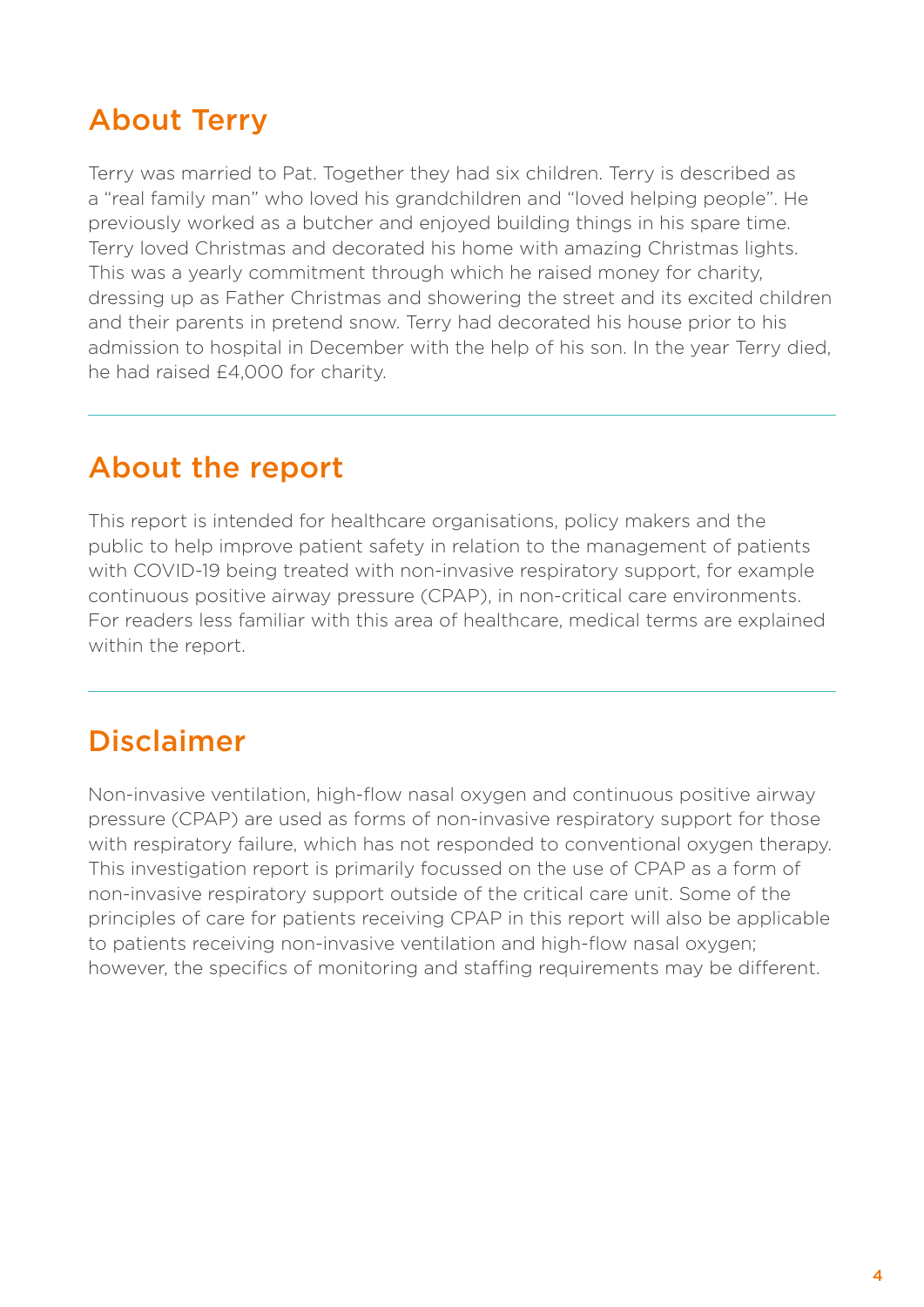## About Terry

Terry was married to Pat. Together they had six children. Terry is described as a "real family man" who loved his grandchildren and "loved helping people". He previously worked as a butcher and enjoyed building things in his spare time. Terry loved Christmas and decorated his home with amazing Christmas lights. This was a yearly commitment through which he raised money for charity, dressing up as Father Christmas and showering the street and its excited children and their parents in pretend snow. Terry had decorated his house prior to his admission to hospital in December with the help of his son. In the year Terry died, he had raised £4,000 for charity.

---

## About the report

This report is intended for healthcare organisations, policy makers and the public to help improve patient safety in relation to the management of patients with COVID-19 being treated with non-invasive respiratory support, for example continuous positive airway pressure (CPAP), in non-critical care environments. For readers less familiar with this area of healthcare, medical terms are explained within the report.

---

## Disclaimer

Non-invasive ventilation, high-flow nasal oxygen and continuous positive airway pressure (CPAP) are used as forms of non-invasive respiratory support for those with respiratory failure, which has not responded to conventional oxygen therapy. This investigation report is primarily focussed on the use of CPAP as a form of non-invasive respiratory support outside of the critical care unit. Some of the principles of care for patients receiving CPAP in this report will also be applicable to patients receiving non-invasive ventilation and high-flow nasal oxygen; however, the specifics of monitoring and staffing requirements may be different.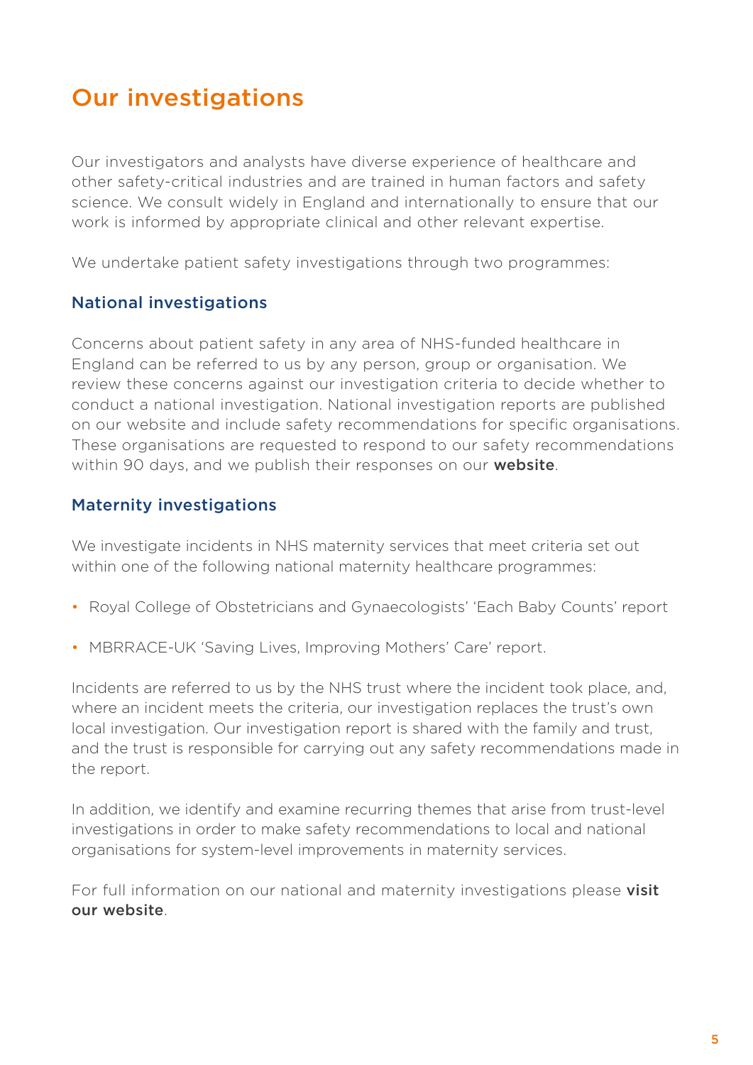# Our investigations

Our investigators and analysts have diverse experience of healthcare and other safety-critical industries and are trained in human factors and safety science. We consult widely in England and internationally to ensure that our work is informed by appropriate clinical and other relevant expertise.

We undertake patient safety investigations through two programmes:

## National investigations

Concerns about patient safety in any area of NHS-funded healthcare in England can be referred to us by any person, group or organisation. We review these concerns against our investigation criteria to decide whether to conduct a national investigation. National investigation reports are published on our website and include safety recommendations for specific organisations. These organisations are requested to respond to our safety recommendations within 90 days, and we publish their responses on our **website**.

## Maternity investigations

We investigate incidents in NHS maternity services that meet criteria set out within one of the following national maternity healthcare programmes:

- Royal College of Obstetricians and Gynaecologists' 'Each Baby Counts' report
- MBRRACE-UK 'Saving Lives, Improving Mothers' Care' report.

Incidents are referred to us by the NHS trust where the incident took place, and, where an incident meets the criteria, our investigation replaces the trust's own local investigation. Our investigation report is shared with the family and trust, and the trust is responsible for carrying out any safety recommendations made in the report.

In addition, we identify and examine recurring themes that arise from trust-level investigations in order to make safety recommendations to local and national organisations for system-level improvements in maternity services.

For full information on our national and maternity investigations please **visit our website**.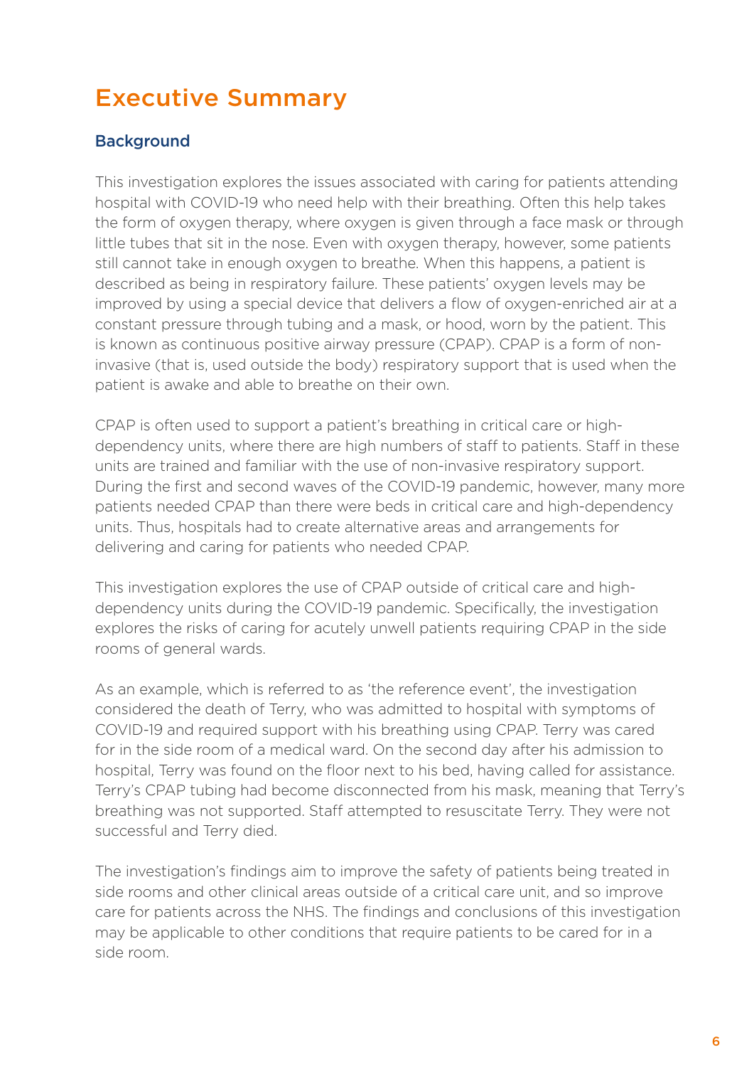# Executive Summary

## Background

This investigation explores the issues associated with caring for patients attending hospital with COVID-19 who need help with their breathing. Often this help takes the form of oxygen therapy, where oxygen is given through a face mask or through little tubes that sit in the nose. Even with oxygen therapy, however, some patients still cannot take in enough oxygen to breathe. When this happens, a patient is described as being in respiratory failure. These patients' oxygen levels may be improved by using a special device that delivers a flow of oxygen-enriched air at a constant pressure through tubing and a mask, or hood, worn by the patient. This is known as continuous positive airway pressure (CPAP). CPAP is a form of non-invasive (that is, used outside the body) respiratory support that is used when the patient is awake and able to breathe on their own.

CPAP is often used to support a patient's breathing in critical care or high-dependency units, where there are high numbers of staff to patients. Staff in these units are trained and familiar with the use of non-invasive respiratory support. During the first and second waves of the COVID-19 pandemic, however, many more patients needed CPAP than there were beds in critical care and high-dependency units. Thus, hospitals had to create alternative areas and arrangements for delivering and caring for patients who needed CPAP.

This investigation explores the use of CPAP outside of critical care and high-dependency units during the COVID-19 pandemic. Specifically, the investigation explores the risks of caring for acutely unwell patients requiring CPAP in the side rooms of general wards.

As an example, which is referred to as 'the reference event', the investigation considered the death of Terry, who was admitted to hospital with symptoms of COVID-19 and required support with his breathing using CPAP. Terry was cared for in the side room of a medical ward. On the second day after his admission to hospital, Terry was found on the floor next to his bed, having called for assistance. Terry's CPAP tubing had become disconnected from his mask, meaning that Terry's breathing was not supported. Staff attempted to resuscitate Terry. They were not successful and Terry died.

The investigation's findings aim to improve the safety of patients being treated in side rooms and other clinical areas outside of a critical care unit, and so improve care for patients across the NHS. The findings and conclusions of this investigation may be applicable to other conditions that require patients to be cared for in a side room.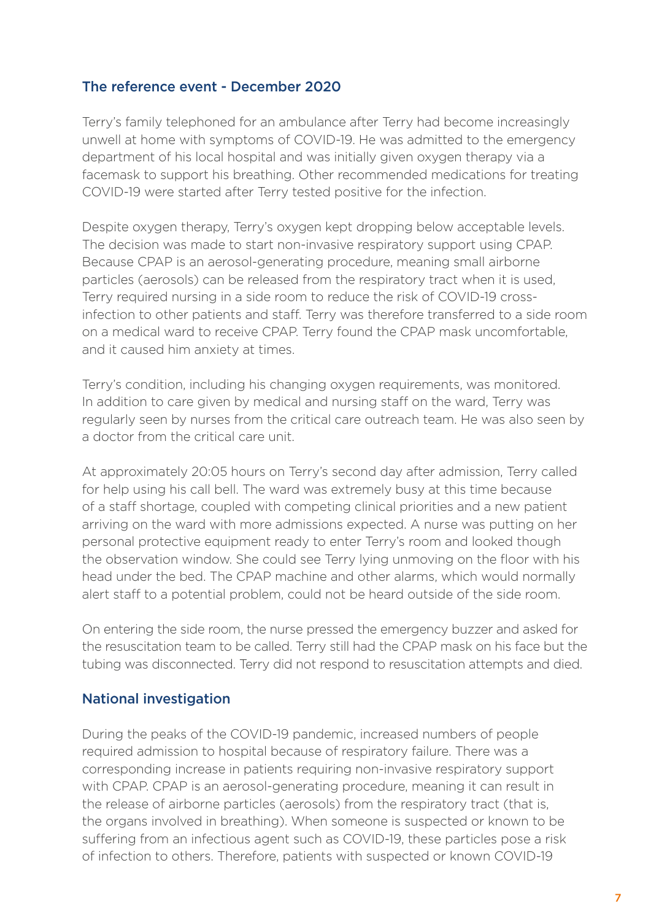## The reference event - December 2020

Terry's family telephoned for an ambulance after Terry had become increasingly unwell at home with symptoms of COVID-19. He was admitted to the emergency department of his local hospital and was initially given oxygen therapy via a facemask to support his breathing. Other recommended medications for treating COVID-19 were started after Terry tested positive for the infection.

Despite oxygen therapy, Terry's oxygen kept dropping below acceptable levels. The decision was made to start non-invasive respiratory support using CPAP. Because CPAP is an aerosol-generating procedure, meaning small airborne particles (aerosols) can be released from the respiratory tract when it is used, Terry required nursing in a side room to reduce the risk of COVID-19 cross-infection to other patients and staff. Terry was therefore transferred to a side room on a medical ward to receive CPAP. Terry found the CPAP mask uncomfortable, and it caused him anxiety at times.

Terry's condition, including his changing oxygen requirements, was monitored. In addition to care given by medical and nursing staff on the ward, Terry was regularly seen by nurses from the critical care outreach team. He was also seen by a doctor from the critical care unit.

At approximately 20:05 hours on Terry's second day after admission, Terry called for help using his call bell. The ward was extremely busy at this time because of a staff shortage, coupled with competing clinical priorities and a new patient arriving on the ward with more admissions expected. A nurse was putting on her personal protective equipment ready to enter Terry's room and looked though the observation window. She could see Terry lying unmoving on the floor with his head under the bed. The CPAP machine and other alarms, which would normally alert staff to a potential problem, could not be heard outside of the side room.

On entering the side room, the nurse pressed the emergency buzzer and asked for the resuscitation team to be called. Terry still had the CPAP mask on his face but the tubing was disconnected. Terry did not respond to resuscitation attempts and died.

## National investigation

During the peaks of the COVID-19 pandemic, increased numbers of people required admission to hospital because of respiratory failure. There was a corresponding increase in patients requiring non-invasive respiratory support with CPAP. CPAP is an aerosol-generating procedure, meaning it can result in the release of airborne particles (aerosols) from the respiratory tract (that is, the organs involved in breathing). When someone is suspected or known to be suffering from an infectious agent such as COVID-19, these particles pose a risk of infection to others. Therefore, patients with suspected or known COVID-19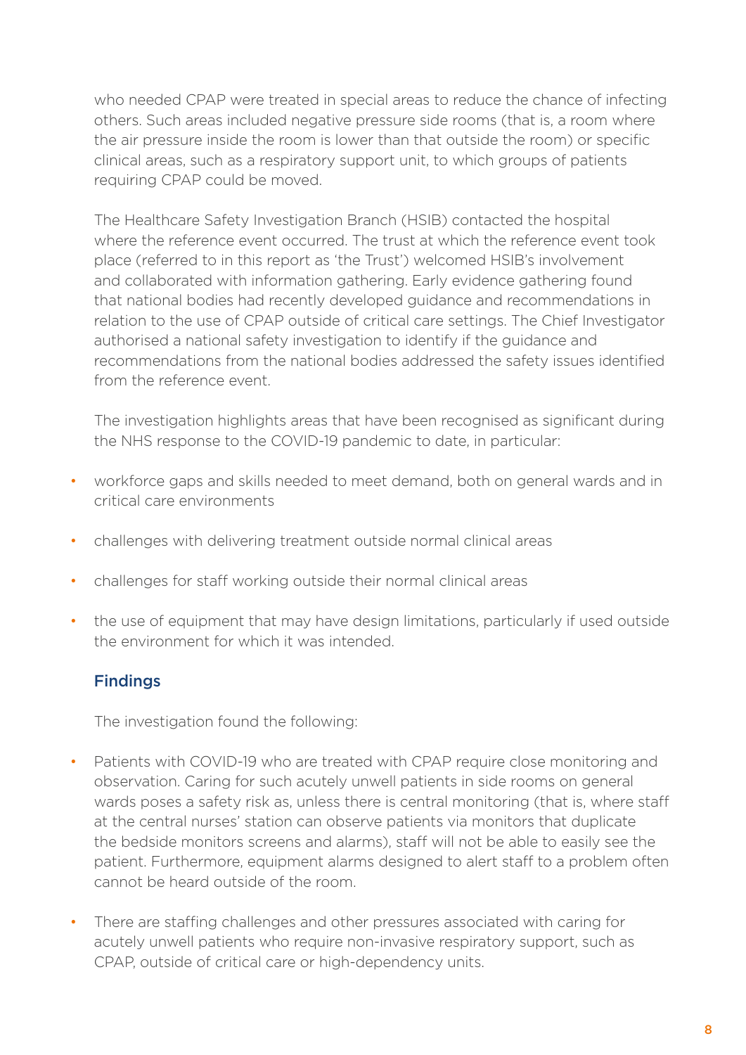who needed CPAP were treated in special areas to reduce the chance of infecting others. Such areas included negative pressure side rooms (that is, a room where the air pressure inside the room is lower than that outside the room) or specific clinical areas, such as a respiratory support unit, to which groups of patients requiring CPAP could be moved.

The Healthcare Safety Investigation Branch (HSIB) contacted the hospital where the reference event occurred. The trust at which the reference event took place (referred to in this report as 'the Trust') welcomed HSIB's involvement and collaborated with information gathering. Early evidence gathering found that national bodies had recently developed guidance and recommendations in relation to the use of CPAP outside of critical care settings. The Chief Investigator authorised a national safety investigation to identify if the guidance and recommendations from the national bodies addressed the safety issues identified from the reference event.

The investigation highlights areas that have been recognised as significant during the NHS response to the COVID-19 pandemic to date, in particular:

- workforce gaps and skills needed to meet demand, both on general wards and in critical care environments
- challenges with delivering treatment outside normal clinical areas
- challenges for staff working outside their normal clinical areas
- the use of equipment that may have design limitations, particularly if used outside the environment for which it was intended.

## Findings

The investigation found the following:

- Patients with COVID-19 who are treated with CPAP require close monitoring and observation. Caring for such acutely unwell patients in side rooms on general wards poses a safety risk as, unless there is central monitoring (that is, where staff at the central nurses' station can observe patients via monitors that duplicate the bedside monitors screens and alarms), staff will not be able to easily see the patient. Furthermore, equipment alarms designed to alert staff to a problem often cannot be heard outside of the room.
- There are staffing challenges and other pressures associated with caring for acutely unwell patients who require non-invasive respiratory support, such as CPAP, outside of critical care or high-dependency units.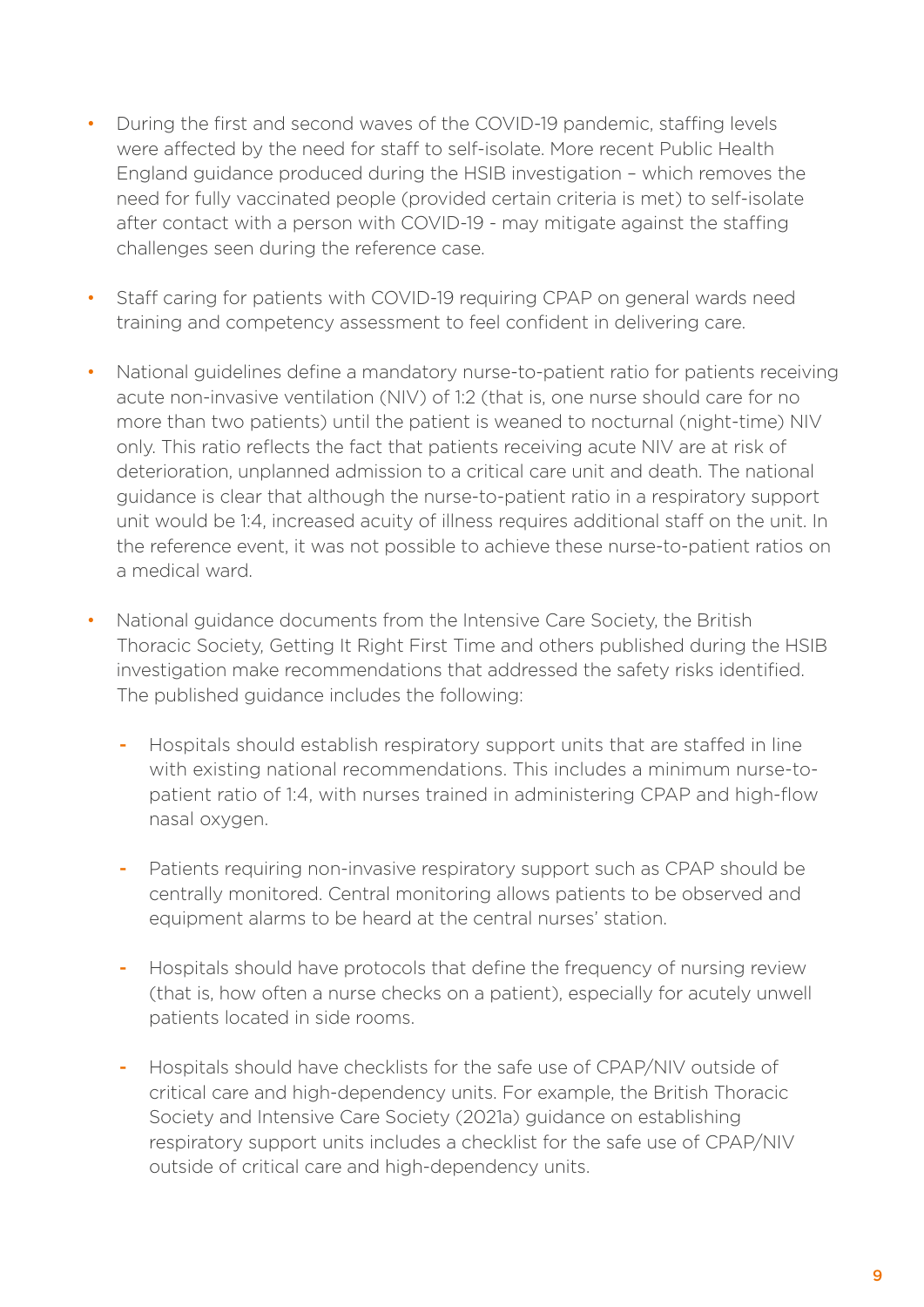- During the first and second waves of the COVID-19 pandemic, staffing levels were affected by the need for staff to self-isolate. More recent Public Health England guidance produced during the HSIB investigation – which removes the need for fully vaccinated people (provided certain criteria is met) to self-isolate after contact with a person with COVID-19 - may mitigate against the staffing challenges seen during the reference case.

- Staff caring for patients with COVID-19 requiring CPAP on general wards need training and competency assessment to feel confident in delivering care.

- National guidelines define a mandatory nurse-to-patient ratio for patients receiving acute non-invasive ventilation (NIV) of 1:2 (that is, one nurse should care for no more than two patients) until the patient is weaned to nocturnal (night-time) NIV only. This ratio reflects the fact that patients receiving acute NIV are at risk of deterioration, unplanned admission to a critical care unit and death. The national guidance is clear that although the nurse-to-patient ratio in a respiratory support unit would be 1:4, increased acuity of illness requires additional staff on the unit. In the reference event, it was not possible to achieve these nurse-to-patient ratios on a medical ward.

- National guidance documents from the Intensive Care Society, the British Thoracic Society, Getting It Right First Time and others published during the HSIB investigation make recommendations that addressed the safety risks identified. The published guidance includes the following:

  - Hospitals should establish respiratory support units that are staffed in line with existing national recommendations. This includes a minimum nurse-to-patient ratio of 1:4, with nurses trained in administering CPAP and high-flow nasal oxygen.

  - Patients requiring non-invasive respiratory support such as CPAP should be centrally monitored. Central monitoring allows patients to be observed and equipment alarms to be heard at the central nurses' station.

  - Hospitals should have protocols that define the frequency of nursing review (that is, how often a nurse checks on a patient), especially for acutely unwell patients located in side rooms.

  - Hospitals should have checklists for the safe use of CPAP/NIV outside of critical care and high-dependency units. For example, the British Thoracic Society and Intensive Care Society (2021a) guidance on establishing respiratory support units includes a checklist for the safe use of CPAP/NIV outside of critical care and high-dependency units.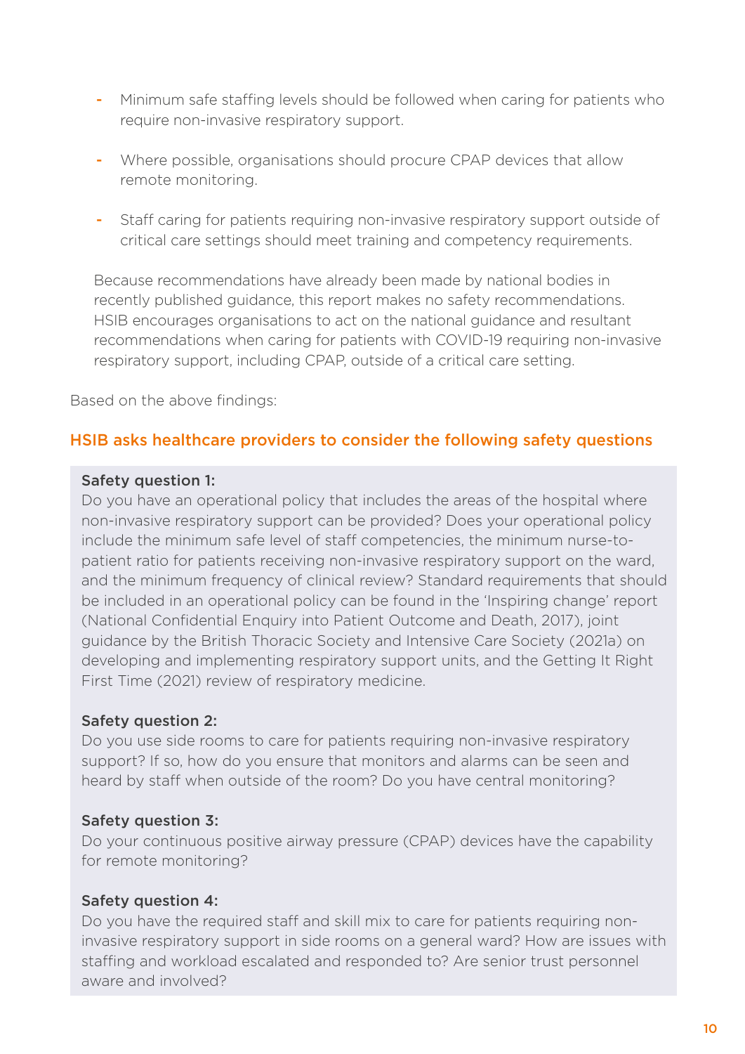- Minimum safe staffing levels should be followed when caring for patients who require non-invasive respiratory support.
- Where possible, organisations should procure CPAP devices that allow remote monitoring.
- Staff caring for patients requiring non-invasive respiratory support outside of critical care settings should meet training and competency requirements.

Because recommendations have already been made by national bodies in recently published guidance, this report makes no safety recommendations. HSIB encourages organisations to act on the national guidance and resultant recommendations when caring for patients with COVID-19 requiring non-invasive respiratory support, including CPAP, outside of a critical care setting.

Based on the above findings:

### HSIB asks healthcare providers to consider the following safety questions

**Safety question 1:**
Do you have an operational policy that includes the areas of the hospital where non-invasive respiratory support can be provided? Does your operational policy include the minimum safe level of staff competencies, the minimum nurse-to-patient ratio for patients receiving non-invasive respiratory support on the ward, and the minimum frequency of clinical review? Standard requirements that should be included in an operational policy can be found in the 'Inspiring change' report (National Confidential Enquiry into Patient Outcome and Death, 2017), joint guidance by the British Thoracic Society and Intensive Care Society (2021a) on developing and implementing respiratory support units, and the Getting It Right First Time (2021) review of respiratory medicine.

**Safety question 2:**
Do you use side rooms to care for patients requiring non-invasive respiratory support? If so, how do you ensure that monitors and alarms can be seen and heard by staff when outside of the room? Do you have central monitoring?

**Safety question 3:**
Do your continuous positive airway pressure (CPAP) devices have the capability for remote monitoring?

**Safety question 4:**
Do you have the required staff and skill mix to care for patients requiring non-invasive respiratory support in side rooms on a general ward? How are issues with staffing and workload escalated and responded to? Are senior trust personnel aware and involved?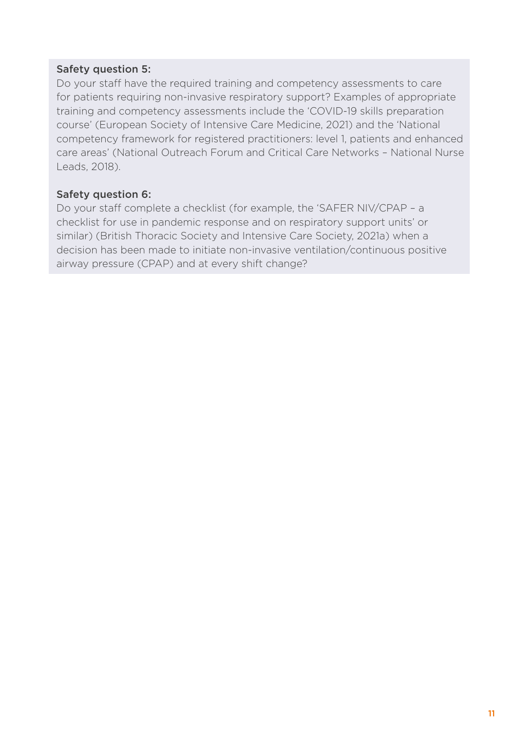**Safety question 5:**

Do your staff have the required training and competency assessments to care for patients requiring non-invasive respiratory support? Examples of appropriate training and competency assessments include the 'COVID-19 skills preparation course' (European Society of Intensive Care Medicine, 2021) and the 'National competency framework for registered practitioners: level 1, patients and enhanced care areas' (National Outreach Forum and Critical Care Networks – National Nurse Leads, 2018).

**Safety question 6:**

Do your staff complete a checklist (for example, the 'SAFER NIV/CPAP – a checklist for use in pandemic response and on respiratory support units' or similar) (British Thoracic Society and Intensive Care Society, 2021a) when a decision has been made to initiate non-invasive ventilation/continuous positive airway pressure (CPAP) and at every shift change?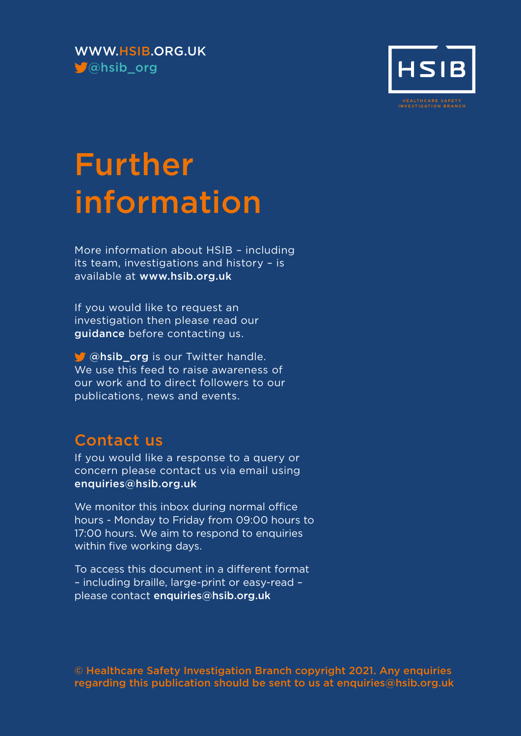WWW.HSIB.ORG.UK
@hsib_org

HSIB
HEALTHCARE SAFETY INVESTIGATION BRANCH

# Further information

More information about HSIB – including its team, investigations and history – is available at **www.hsib.org.uk**

If you would like to request an investigation then please read our **guidance** before contacting us.

**@hsib_org** is our Twitter handle. We use this feed to raise awareness of our work and to direct followers to our publications, news and events.

## Contact us

If you would like a response to a query or concern please contact us via email using **enquiries@hsib.org.uk**

We monitor this inbox during normal office hours - Monday to Friday from 09:00 hours to 17:00 hours. We aim to respond to enquiries within five working days.

To access this document in a different format – including braille, large-print or easy-read – please contact **enquiries@hsib.org.uk**

© Healthcare Safety Investigation Branch copyright 2021. Any enquiries regarding this publication should be sent to us at enquiries@hsib.org.uk